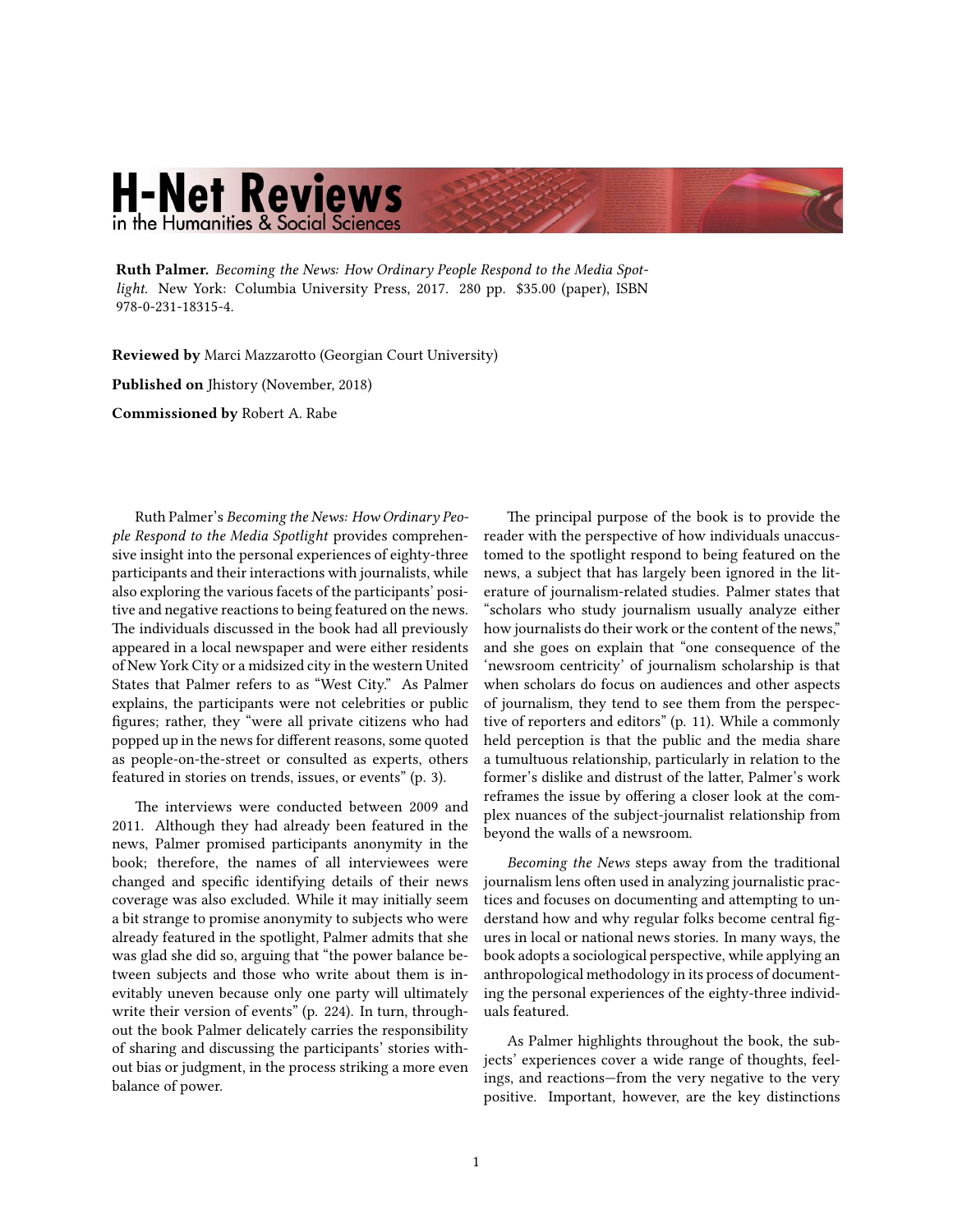# H-Net Reviews
in the Humanities & Social Sciences

**Ruth Palmer.** *Becoming the News: How Ordinary People Respond to the Media Spotlight.* New York: Columbia University Press, 2017. 280 pp. $35.00 (paper), ISBN 978-0-231-18315-4.

**Reviewed by** Marci Mazzarotto (Georgian Court University)

**Published on** Jhistory (November, 2018)

**Commissioned by** Robert A. Rabe

Ruth Palmer's *Becoming the News: How Ordinary People Respond to the Media Spotlight* provides comprehensive insight into the personal experiences of eighty-three participants and their interactions with journalists, while also exploring the various facets of the participants' positive and negative reactions to being featured on the news. The individuals discussed in the book had all previously appeared in a local newspaper and were either residents of New York City or a midsized city in the western United States that Palmer refers to as "West City." As Palmer explains, the participants were not celebrities or public figures; rather, they "were all private citizens who had popped up in the news for different reasons, some quoted as people-on-the-street or consulted as experts, others featured in stories on trends, issues, or events" (p. 3).

The interviews were conducted between 2009 and 2011. Although they had already been featured in the news, Palmer promised participants anonymity in the book; therefore, the names of all interviewees were changed and specific identifying details of their news coverage was also excluded. While it may initially seem a bit strange to promise anonymity to subjects who were already featured in the spotlight, Palmer admits that she was glad she did so, arguing that "the power balance between subjects and those who write about them is inevitably uneven because only one party will ultimately write their version of events" (p. 224). In turn, throughout the book Palmer delicately carries the responsibility of sharing and discussing the participants' stories without bias or judgment, in the process striking a more even balance of power.

The principal purpose of the book is to provide the reader with the perspective of how individuals unaccustomed to the spotlight respond to being featured on the news, a subject that has largely been ignored in the literature of journalism-related studies. Palmer states that "scholars who study journalism usually analyze either how journalists do their work or the content of the news," and she goes on explain that "one consequence of the 'newsroom centricity' of journalism scholarship is that when scholars do focus on audiences and other aspects of journalism, they tend to see them from the perspective of reporters and editors" (p. 11). While a commonly held perception is that the public and the media share a tumultuous relationship, particularly in relation to the former's dislike and distrust of the latter, Palmer's work reframes the issue by offering a closer look at the complex nuances of the subject-journalist relationship from beyond the walls of a newsroom.

*Becoming the News* steps away from the traditional journalism lens often used in analyzing journalistic practices and focuses on documenting and attempting to understand how and why regular folks become central figures in local or national news stories. In many ways, the book adopts a sociological perspective, while applying an anthropological methodology in its process of documenting the personal experiences of the eighty-three individuals featured.

As Palmer highlights throughout the book, the subjects' experiences cover a wide range of thoughts, feelings, and reactions—from the very negative to the very positive. Important, however, are the key distinctions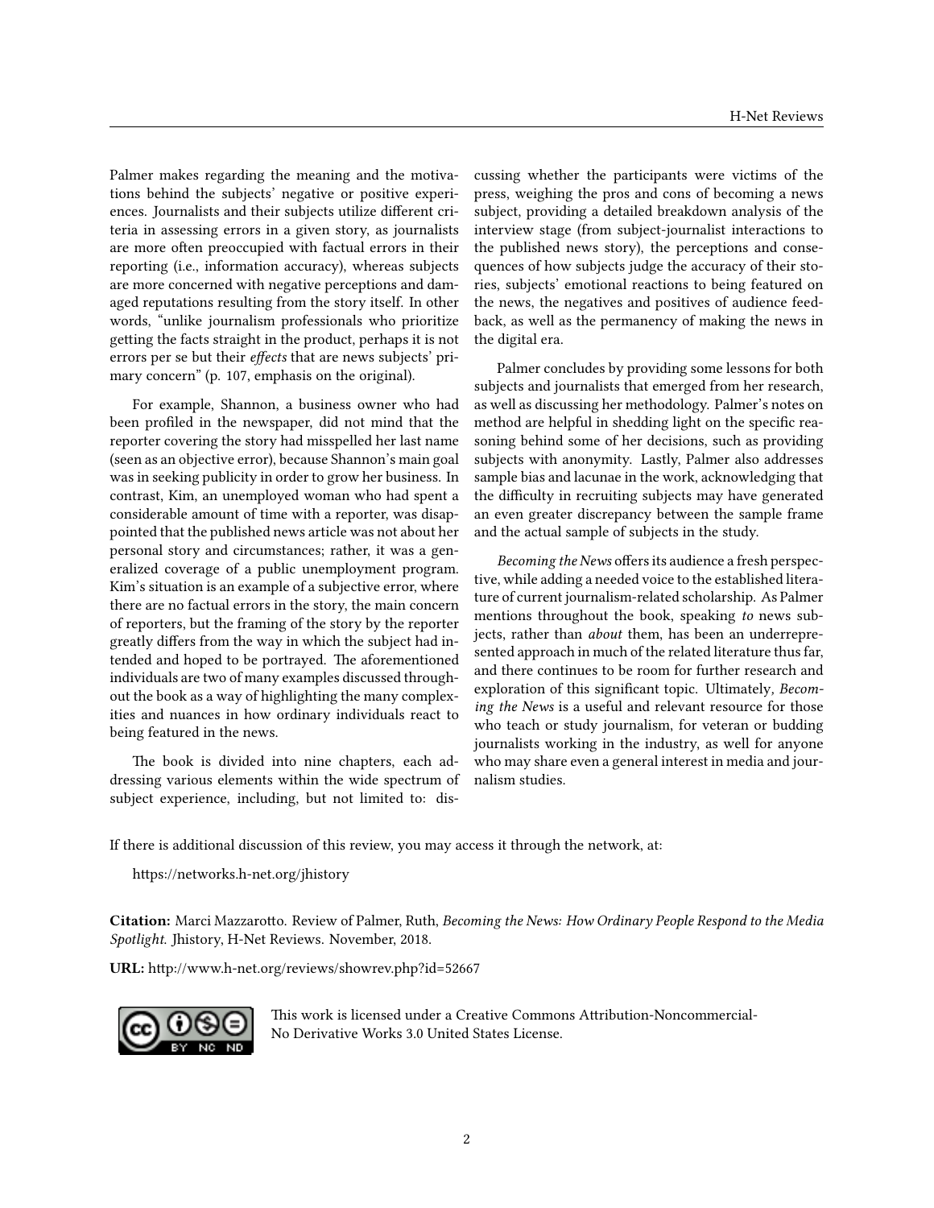Palmer makes regarding the meaning and the motivations behind the subjects' negative or positive experiences. Journalists and their subjects utilize different criteria in assessing errors in a given story, as journalists are more often preoccupied with factual errors in their reporting (i.e., information accuracy), whereas subjects are more concerned with negative perceptions and damaged reputations resulting from the story itself. In other words, "unlike journalism professionals who prioritize getting the facts straight in the product, perhaps it is not errors per se but their *effects* that are news subjects' primary concern" (p. 107, emphasis on the original).

For example, Shannon, a business owner who had been profiled in the newspaper, did not mind that the reporter covering the story had misspelled her last name (seen as an objective error), because Shannon's main goal was in seeking publicity in order to grow her business. In contrast, Kim, an unemployed woman who had spent a considerable amount of time with a reporter, was disappointed that the published news article was not about her personal story and circumstances; rather, it was a generalized coverage of a public unemployment program. Kim's situation is an example of a subjective error, where there are no factual errors in the story, the main concern of reporters, but the framing of the story by the reporter greatly differs from the way in which the subject had intended and hoped to be portrayed. The aforementioned individuals are two of many examples discussed throughout the book as a way of highlighting the many complexities and nuances in how ordinary individuals react to being featured in the news.

The book is divided into nine chapters, each addressing various elements within the wide spectrum of subject experience, including, but not limited to: discussing whether the participants were victims of the press, weighing the pros and cons of becoming a news subject, providing a detailed breakdown analysis of the interview stage (from subject-journalist interactions to the published news story), the perceptions and consequences of how subjects judge the accuracy of their stories, subjects' emotional reactions to being featured on the news, the negatives and positives of audience feedback, as well as the permanency of making the news in the digital era.

Palmer concludes by providing some lessons for both subjects and journalists that emerged from her research, as well as discussing her methodology. Palmer's notes on method are helpful in shedding light on the specific reasoning behind some of her decisions, such as providing subjects with anonymity. Lastly, Palmer also addresses sample bias and lacunae in the work, acknowledging that the difficulty in recruiting subjects may have generated an even greater discrepancy between the sample frame and the actual sample of subjects in the study.

*Becoming the News* offers its audience a fresh perspective, while adding a needed voice to the established literature of current journalism-related scholarship. As Palmer mentions throughout the book, speaking *to* news subjects, rather than *about* them, has been an underrepresented approach in much of the related literature thus far, and there continues to be room for further research and exploration of this significant topic. Ultimately, *Becoming the News* is a useful and relevant resource for those who teach or study journalism, for veteran or budding journalists working in the industry, as well for anyone who may share even a general interest in media and journalism studies.

If there is additional discussion of this review, you may access it through the network, at:

https://networks.h-net.org/jhistory

**Citation:** Marci Mazzarotto. Review of Palmer, Ruth, *Becoming the News: How Ordinary People Respond to the Media Spotlight.* Jhistory, H-Net Reviews. November, 2018.

**URL:** http://www.h-net.org/reviews/showrev.php?id=52667

This work is licensed under a Creative Commons Attribution-Noncommercial-No Derivative Works 3.0 United States License.